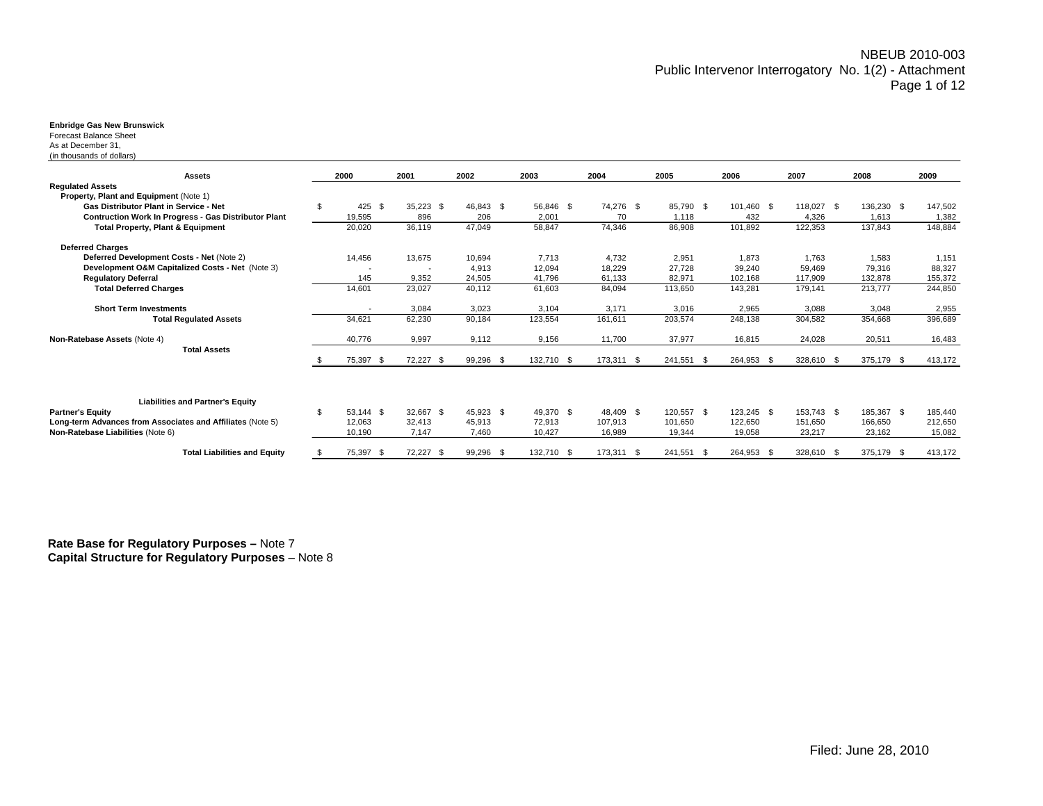NBEUB 2010-003
Public Intervenor Interrogatory No. 1(2) - Attachment

**Enbridge Gas New Brunswick**
Forecast Balance Sheet
As at December 31,
(in thousands of dollars)

| **Assets** | 2000 | 2001 | 2002 | 2003 | 2004 | 2005 | 2006 | 2007 | 2008 | 2009 |
|---|---|---|---|---|---|---|---|---|---|---|
| **Regulated Assets** | | | | | | | | | | |
| **Property, Plant and Equipment** (Note 1) | | | | | | | | | | |
| **Gas Distributor Plant in Service - Net** | $ 425 | $ 35,223 | $ 46,843 | $ 56,846 | $ 74,276 | $ 85,790 | $ 101,460 | $ 118,027 | $ 136,230 | $ 147,502 |
| **Contruction Work In Progress - Gas Distributor Plant** | 19,595 | 896 | 206 | 2,001 | 70 | 1,118 | 432 | 4,326 | 1,613 | 1,382 |
| **Total Property, Plant & Equipment** | 20,020 | 36,119 | 47,049 | 58,847 | 74,346 | 86,908 | 101,892 | 122,353 | 137,843 | 148,884 |
| **Deferred Charges** | | | | | | | | | | |
| **Deferred Development Costs - Net** (Note 2) | 14,456 | 13,675 | 10,694 | 7,713 | 4,732 | 2,951 | 1,873 | 1,763 | 1,583 | 1,151 |
| **Development O&M Capitalized Costs - Net** (Note 3) | - | - | 4,913 | 12,094 | 18,229 | 27,728 | 39,240 | 59,469 | 79,316 | 88,327 |
| **Regulatory Deferral** | 145 | 9,352 | 24,505 | 41,796 | 61,133 | 82,971 | 102,168 | 117,909 | 132,878 | 155,372 |
| **Total Deferred Charges** | 14,601 | 23,027 | 40,112 | 61,603 | 84,094 | 113,650 | 143,281 | 179,141 | 213,777 | 244,850 |
| **Short Term Investments** | - | 3,084 | 3,023 | 3,104 | 3,171 | 3,016 | 2,965 | 3,088 | 3,048 | 2,955 |
| **Total Regulated Assets** | 34,621 | 62,230 | 90,184 | 123,554 | 161,611 | 203,574 | 248,138 | 304,582 | 354,668 | 396,689 |
| **Non-Ratebase Assets** (Note 4) | 40,776 | 9,997 | 9,112 | 9,156 | 11,700 | 37,977 | 16,815 | 24,028 | 20,511 | 16,483 |
| **Total Assets** | $ 75,397 | $ 72,227 | $ 99,296 | $ 132,710 | $ 173,311 | $ 241,551 | $ 264,953 | $ 328,610 | $ 375,179 | $ 413,172 |
| **Liabilities and Partner's Equity** | | | | | | | | | | |
| **Partner's Equity** | $ 53,144 | $ 32,667 | $ 45,923 | $ 49,370 | $ 48,409 | $ 120,557 | $ 123,245 | $ 153,743 | $ 185,367 | $ 185,440 |
| **Long-term Advances from Associates and Affiliates** (Note 5) | 12,063 | 32,413 | 45,913 | 72,913 | 107,913 | 101,650 | 122,650 | 151,650 | 166,650 | 212,650 |
| **Non-Ratebase Liabilities** (Note 6) | 10,190 | 7,147 | 7,460 | 10,427 | 16,989 | 19,344 | 19,058 | 23,217 | 23,162 | 15,082 |
| **Total Liabilities and Equity** | $ 75,397 | $ 72,227 | $ 99,296 | $ 132,710 | $ 173,311 | $ 241,551 | $ 264,953 | $ 328,610 | $ 375,179 | $ 413,172 |

**Rate Base for Regulatory Purposes –** Note 7
**Capital Structure for Regulatory Purposes** – Note 8

Filed: June 28, 2010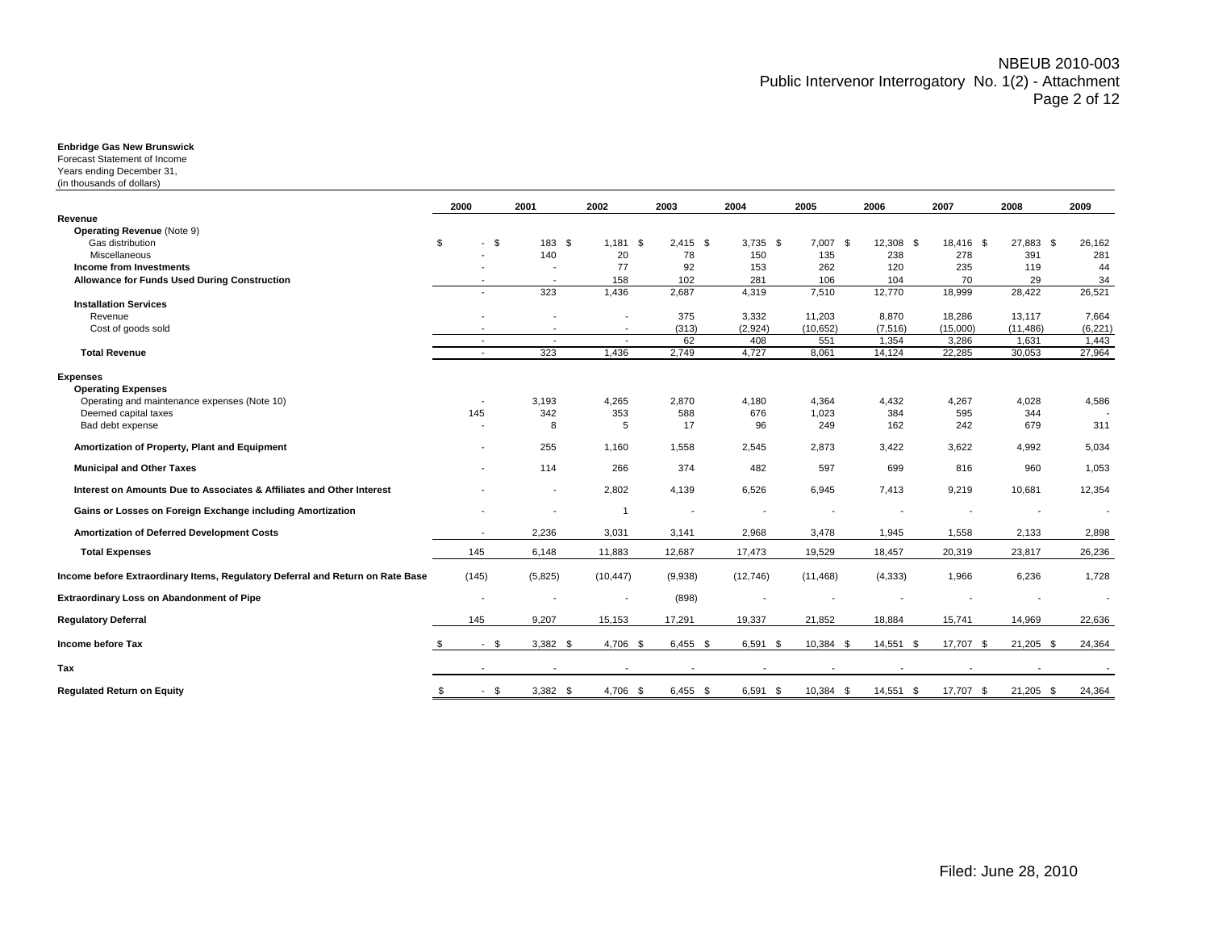**Enbridge Gas New Brunswick**
Forecast Statement of Income
Years ending December 31,
(in thousands of dollars)

| | 2000 | 2001 | 2002 | 2003 | 2004 | 2005 | 2006 | 2007 | 2008 | 2009 |
|---|---|---|---|---|---|---|---|---|---|---|
| **Revenue** | | | | | | | | | | |
| **Operating Revenue** (Note 9) | | | | | | | | | | |
| Gas distribution | $ - | $ 183 | $ 1,181 | $ 2,415 | $ 3,735 | $ 7,007 | $ 12,308 | $ 18,416 | $ 27,883 | $ 26,162 |
| Miscellaneous | - | 140 | 20 | 78 | 150 | 135 | 238 | 278 | 391 | 281 |
| **Income from Investments** | - | - | 77 | 92 | 153 | 262 | 120 | 235 | 119 | 44 |
| **Allowance for Funds Used During Construction** | - | - | 158 | 102 | 281 | 106 | 104 | 70 | 29 | 34 |
| | - | 323 | 1,436 | 2,687 | 4,319 | 7,510 | 12,770 | 18,999 | 28,422 | 26,521 |
| **Installation Services** | | | | | | | | | | |
| Revenue | - | - | - | 375 | 3,332 | 11,203 | 8,870 | 18,286 | 13,117 | 7,664 |
| Cost of goods sold | - | - | - | (313) | (2,924) | (10,652) | (7,516) | (15,000) | (11,486) | (6,221) |
| | - | - | - | 62 | 408 | 551 | 1,354 | 3,286 | 1,631 | 1,443 |
| **Total Revenue** | - | 323 | 1,436 | 2,749 | 4,727 | 8,061 | 14,124 | 22,285 | 30,053 | 27,964 |
| **Expenses** | | | | | | | | | | |
| **Operating Expenses** | | | | | | | | | | |
| Operating and maintenance expenses (Note 10) | - | 3,193 | 4,265 | 2,870 | 4,180 | 4,364 | 4,432 | 4,267 | 4,028 | 4,586 |
| Deemed capital taxes | 145 | 342 | 353 | 588 | 676 | 1,023 | 384 | 595 | 344 | - |
| Bad debt expense | - | 8 | 5 | 17 | 96 | 249 | 162 | 242 | 679 | 311 |
| **Amortization of Property, Plant and Equipment** | - | 255 | 1,160 | 1,558 | 2,545 | 2,873 | 3,422 | 3,622 | 4,992 | 5,034 |
| **Municipal and Other Taxes** | - | 114 | 266 | 374 | 482 | 597 | 699 | 816 | 960 | 1,053 |
| **Interest on Amounts Due to Associates & Affiliates and Other Interest** | - | - | 2,802 | 4,139 | 6,526 | 6,945 | 7,413 | 9,219 | 10,681 | 12,354 |
| **Gains or Losses on Foreign Exchange including Amortization** | - | - | 1 | - | - | - | - | - | - | - |
| **Amortization of Deferred Development Costs** | - | 2,236 | 3,031 | 3,141 | 2,968 | 3,478 | 1,945 | 1,558 | 2,133 | 2,898 |
| **Total Expenses** | 145 | 6,148 | 11,883 | 12,687 | 17,473 | 19,529 | 18,457 | 20,319 | 23,817 | 26,236 |
| **Income before Extraordinary Items, Regulatory Deferral and Return on Rate Base** | (145) | (5,825) | (10,447) | (9,938) | (12,746) | (11,468) | (4,333) | 1,966 | 6,236 | 1,728 |
| **Extraordinary Loss on Abandonment of Pipe** | - | - | - | (898) | - | - | - | - | - | - |
| **Regulatory Deferral** | 145 | 9,207 | 15,153 | 17,291 | 19,337 | 21,852 | 18,884 | 15,741 | 14,969 | 22,636 |
| **Income before Tax** | $ - | $ 3,382 | $ 4,706 | $ 6,455 | $ 6,591 | $ 10,384 | $ 14,551 | $ 17,707 | $ 21,205 | $ 24,364 |
| **Tax** | - | - | - | - | - | - | - | - | - | - |
| **Regulated Return on Equity** | $ - | $ 3,382 | $ 4,706 | $ 6,455 | $ 6,591 | $ 10,384 | $ 14,551 | $ 17,707 | $ 21,205 | $ 24,364 |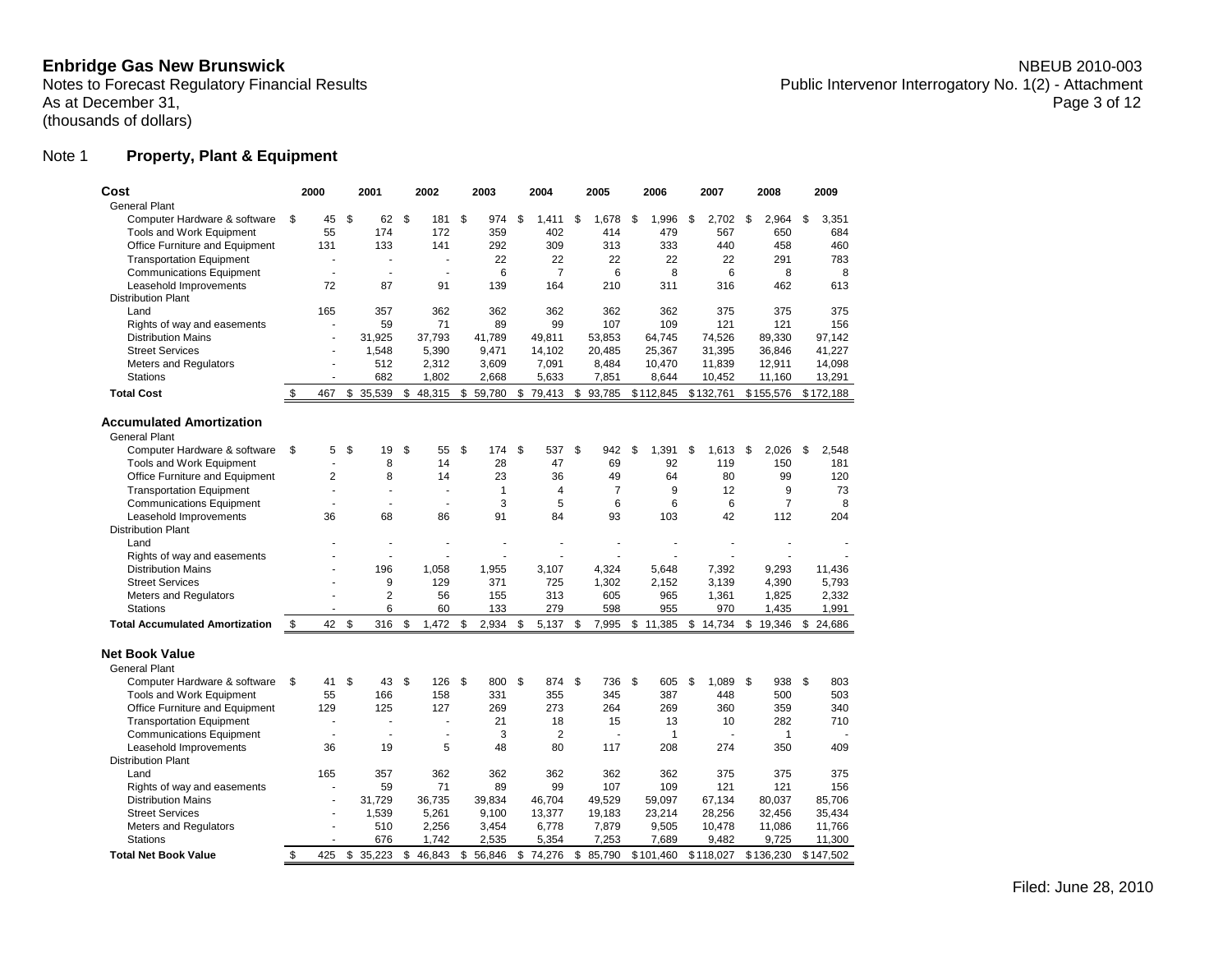**Enbridge Gas New Brunswick**
Notes to Forecast Regulatory Financial Results
As at December 31,
(thousands of dollars)

NBEUB 2010-003
Public Intervenor Interrogatory No. 1(2) - Attachment

## Note 1 Property, Plant & Equipment

| **Cost** | **2000** | **2001** | **2002** | **2003** | **2004** | **2005** | **2006** | **2007** | **2008** | **2009** |
|---|---|---|---|---|---|---|---|---|---|---|
| General Plant | | | | | | | | | | |
| Computer Hardware & software | $ 45 | $ 62 | $ 181 | $ 974 | $ 1,411 | $ 1,678 | $ 1,996 | $ 2,702 | $ 2,964 | $ 3,351 |
| Tools and Work Equipment | 55 | 174 | 172 | 359 | 402 | 414 | 479 | 567 | 650 | 684 |
| Office Furniture and Equipment | 131 | 133 | 141 | 292 | 309 | 313 | 333 | 440 | 458 | 460 |
| Transportation Equipment | - | - | - | 22 | 22 | 22 | 22 | 22 | 291 | 783 |
| Communications Equipment | - | - | - | 6 | 7 | 6 | 8 | 6 | 8 | 8 |
| Leasehold Improvements | 72 | 87 | 91 | 139 | 164 | 210 | 311 | 316 | 462 | 613 |
| Distribution Plant | | | | | | | | | | |
| Land | 165 | 357 | 362 | 362 | 362 | 362 | 362 | 375 | 375 | 375 |
| Rights of way and easements | - | 59 | 71 | 89 | 99 | 107 | 109 | 121 | 121 | 156 |
| Distribution Mains | - | 31,925 | 37,793 | 41,789 | 49,811 | 53,853 | 64,745 | 74,526 | 89,330 | 97,142 |
| Street Services | - | 1,548 | 5,390 | 9,471 | 14,102 | 20,485 | 25,367 | 31,395 | 36,846 | 41,227 |
| Meters and Regulators | - | 512 | 2,312 | 3,609 | 7,091 | 8,484 | 10,470 | 11,839 | 12,911 | 14,098 |
| Stations | - | 682 | 1,802 | 2,668 | 5,633 | 7,851 | 8,644 | 10,452 | 11,160 | 13,291 |
| **Total Cost** | $ 467 | $ 35,539 | $ 48,315 | $ 59,780 | $ 79,413 | $ 93,785 | $ 112,845 | $ 132,761 | $ 155,576 | $ 172,188 |
| | | | | | | | | | | |
| **Accumulated Amortization** | | | | | | | | | | |
| General Plant | | | | | | | | | | |
| Computer Hardware & software | $ 5 | $ 19 | $ 55 | $ 174 | $ 537 | $ 942 | $ 1,391 | $ 1,613 | $ 2,026 | $ 2,548 |
| Tools and Work Equipment | - | 8 | 14 | 28 | 47 | 69 | 92 | 119 | 150 | 181 |
| Office Furniture and Equipment | 2 | 8 | 14 | 23 | 36 | 49 | 64 | 80 | 99 | 120 |
| Transportation Equipment | - | - | - | 1 | 4 | 7 | 9 | 12 | 9 | 73 |
| Communications Equipment | - | - | - | 3 | 5 | 6 | 6 | 6 | 7 | 8 |
| Leasehold Improvements | 36 | 68 | 86 | 91 | 84 | 93 | 103 | 42 | 112 | 204 |
| Distribution Plant | | | | | | | | | | |
| Land | - | - | - | - | - | - | - | - | - | - |
| Rights of way and easements | - | - | - | - | - | - | - | - | - | - |
| Distribution Mains | - | 196 | 1,058 | 1,955 | 3,107 | 4,324 | 5,648 | 7,392 | 9,293 | 11,436 |
| Street Services | - | 9 | 129 | 371 | 725 | 1,302 | 2,152 | 3,139 | 4,390 | 5,793 |
| Meters and Regulators | - | 2 | 56 | 155 | 313 | 605 | 965 | 1,361 | 1,825 | 2,332 |
| Stations | - | 6 | 60 | 133 | 279 | 598 | 955 | 970 | 1,435 | 1,991 |
| **Total Accumulated Amortization** | $ 42 | $ 316 | $ 1,472 | $ 2,934 | $ 5,137 | $ 7,995 | $ 11,385 | $ 14,734 | $ 19,346 | $ 24,686 |
| | | | | | | | | | | |
| **Net Book Value** | | | | | | | | | | |
| General Plant | | | | | | | | | | |
| Computer Hardware & software | $ 41 | $ 43 | $ 126 | $ 800 | $ 874 | $ 736 | $ 605 | $ 1,089 | $ 938 | $ 803 |
| Tools and Work Equipment | 55 | 166 | 158 | 331 | 355 | 345 | 387 | 448 | 500 | 503 |
| Office Furniture and Equipment | 129 | 125 | 127 | 269 | 273 | 264 | 269 | 360 | 359 | 340 |
| Transportation Equipment | - | - | - | 21 | 18 | 15 | 13 | 10 | 282 | 710 |
| Communications Equipment | - | - | - | 3 | 2 | - | 1 | - | 1 | - |
| Leasehold Improvements | 36 | 19 | 5 | 48 | 80 | 117 | 208 | 274 | 350 | 409 |
| Distribution Plant | | | | | | | | | | |
| Land | 165 | 357 | 362 | 362 | 362 | 362 | 362 | 375 | 375 | 375 |
| Rights of way and easements | - | 59 | 71 | 89 | 99 | 107 | 109 | 121 | 121 | 156 |
| Distribution Mains | - | 31,729 | 36,735 | 39,834 | 46,704 | 49,529 | 59,097 | 67,134 | 80,037 | 85,706 |
| Street Services | - | 1,539 | 5,261 | 9,100 | 13,377 | 19,183 | 23,214 | 28,256 | 32,456 | 35,434 |
| Meters and Regulators | - | 510 | 2,256 | 3,454 | 6,778 | 7,879 | 9,505 | 10,478 | 11,086 | 11,766 |
| Stations | - | 676 | 1,742 | 2,535 | 5,354 | 7,253 | 7,689 | 9,482 | 9,725 | 11,300 |
| **Total Net Book Value** | $ 425 | $ 35,223 | $ 46,843 | $ 56,846 | $ 74,276 | $ 85,790 | $ 101,460 | $ 118,027 | $ 136,230 | $ 147,502 |

Filed: June 28, 2010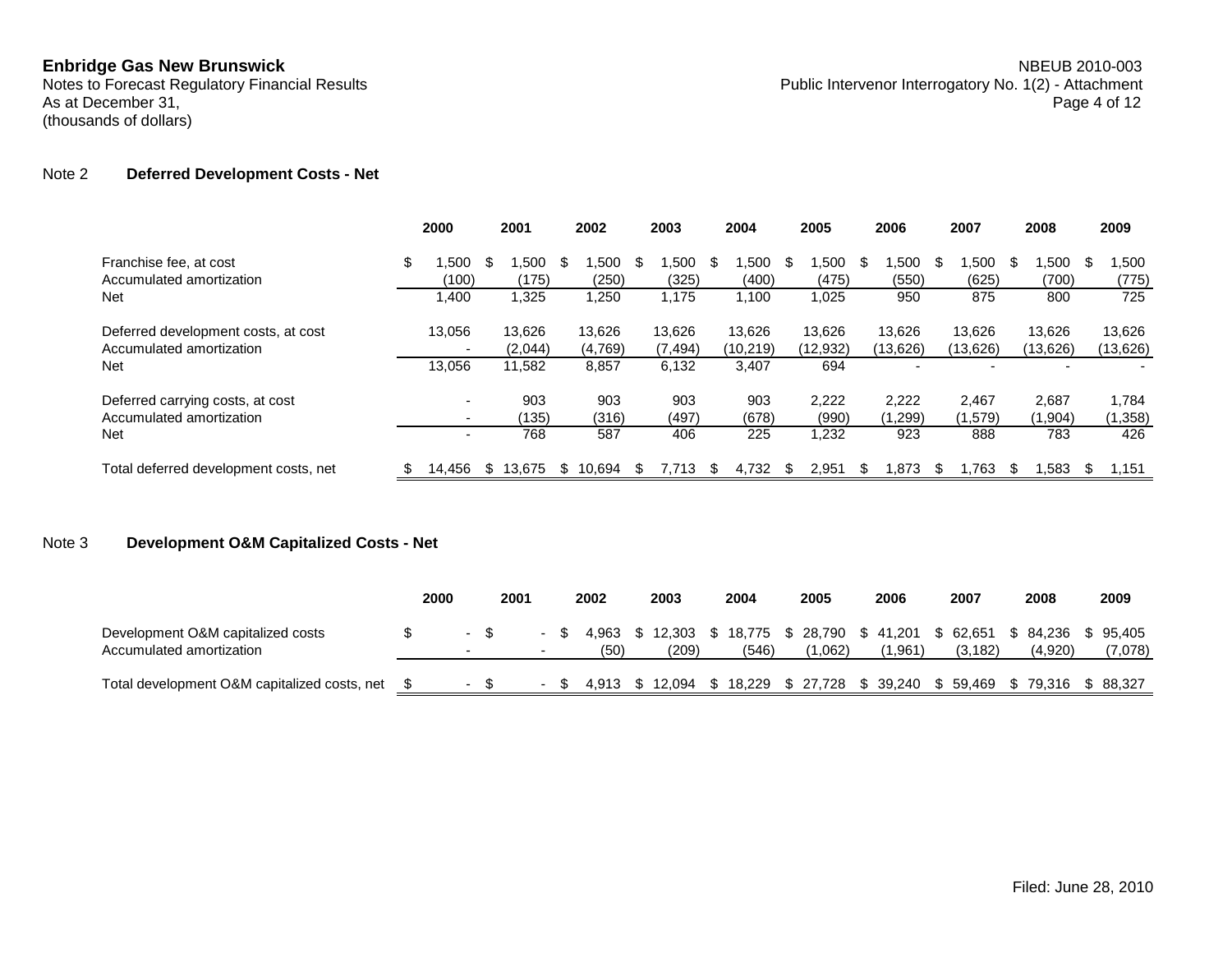**Enbridge Gas New Brunswick**
Notes to Forecast Regulatory Financial Results
As at December 31,
(thousands of dollars)

NBEUB 2010-003
Public Intervenor Interrogatory No. 1(2) - Attachment

## Note 2 Deferred Development Costs - Net

| | 2000 | 2001 | 2002 | 2003 | 2004 | 2005 | 2006 | 2007 | 2008 | 2009 |
|---|---|---|---|---|---|---|---|---|---|---|
| Franchise fee, at cost | $ 1,500 | $ 1,500 | $ 1,500 | $ 1,500 | $ 1,500 | $ 1,500 | $ 1,500 | $ 1,500 | $ 1,500 | $ 1,500 |
| Accumulated amortization | (100) | (175) | (250) | (325) | (400) | (475) | (550) | (625) | (700) | (775) |
| Net | 1,400 | 1,325 | 1,250 | 1,175 | 1,100 | 1,025 | 950 | 875 | 800 | 725 |
| Deferred development costs, at cost | 13,056 | 13,626 | 13,626 | 13,626 | 13,626 | 13,626 | 13,626 | 13,626 | 13,626 | 13,626 |
| Accumulated amortization | - | (2,044) | (4,769) | (7,494) | (10,219) | (12,932) | (13,626) | (13,626) | (13,626) | (13,626) |
| Net | 13,056 | 11,582 | 8,857 | 6,132 | 3,407 | 694 | - | - | - | - |
| Deferred carrying costs, at cost | - | 903 | 903 | 903 | 903 | 2,222 | 2,222 | 2,467 | 2,687 | 1,784 |
| Accumulated amortization | - | (135) | (316) | (497) | (678) | (990) | (1,299) | (1,579) | (1,904) | (1,358) |
| Net | - | 768 | 587 | 406 | 225 | 1,232 | 923 | 888 | 783 | 426 |
| Total deferred development costs, net | $ 14,456 | $ 13,675 | $ 10,694 | $ 7,713 | $ 4,732 | $ 2,951 | $ 1,873 | $ 1,763 | $ 1,583 | $ 1,151 |

## Note 3 Development O&M Capitalized Costs - Net

| | 2000 | 2001 | 2002 | 2003 | 2004 | 2005 | 2006 | 2007 | 2008 | 2009 |
|---|---|---|---|---|---|---|---|---|---|---|
| Development O&M capitalized costs | $ - | $ - | $ 4,963 | $ 12,303 | $ 18,775 | $ 28,790 | $ 41,201 | $ 62,651 | $ 84,236 | $ 95,405 |
| Accumulated amortization | - | - | (50) | (209) | (546) | (1,062) | (1,961) | (3,182) | (4,920) | (7,078) |
| Total development O&M capitalized costs, net | $ - | $ - | $ 4,913 | $ 12,094 | $ 18,229 | $ 27,728 | $ 39,240 | $ 59,469 | $ 79,316 | $ 88,327 |

Filed: June 28, 2010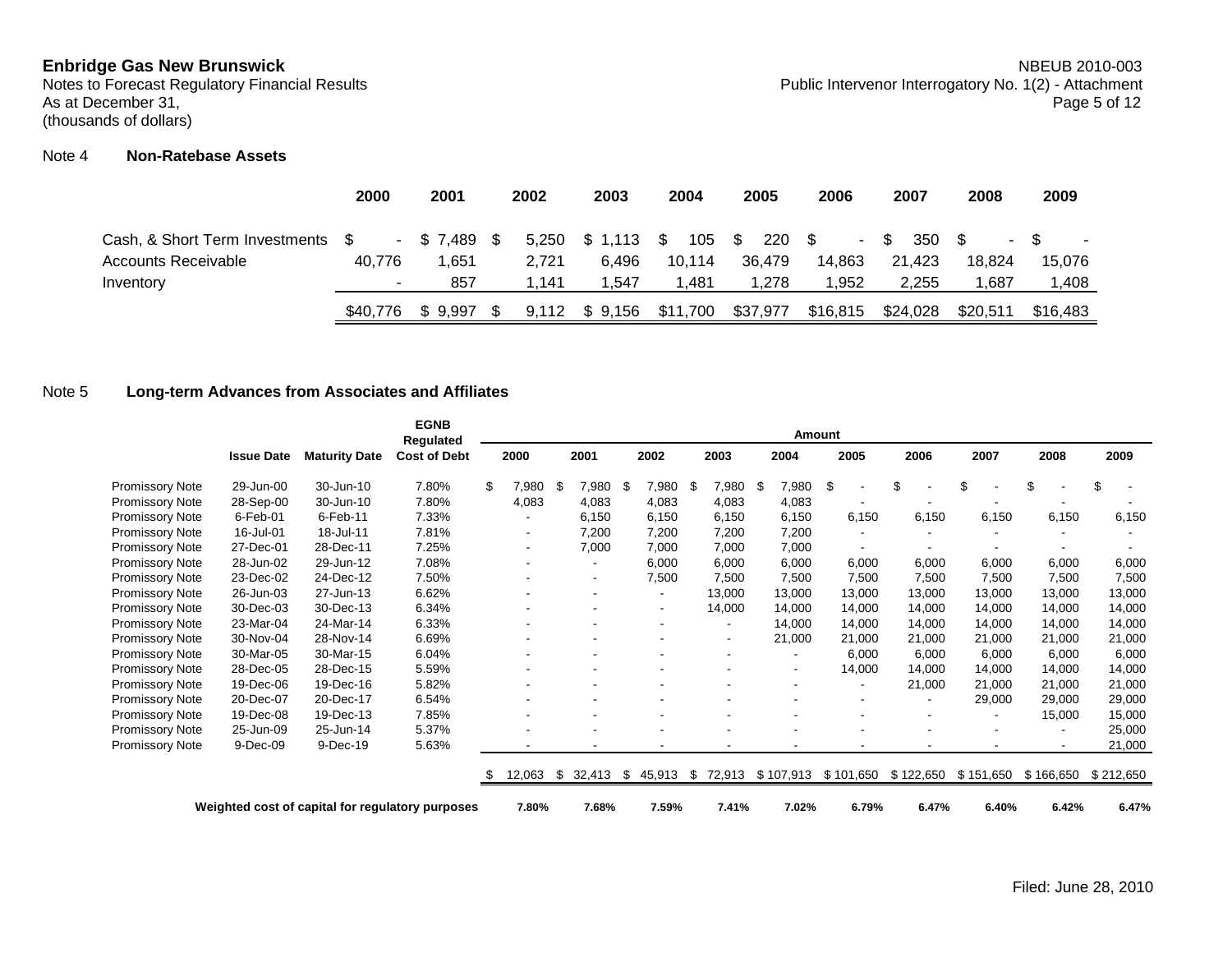**Enbridge Gas New Brunswick**
Notes to Forecast Regulatory Financial Results
As at December 31,
(thousands of dollars)

NBEUB 2010-003
Public Intervenor Interrogatory No. 1(2) - Attachment

## Note 4 Non-Ratebase Assets

| | 2000 | 2001 | 2002 | 2003 | 2004 | 2005 | 2006 | 2007 | 2008 | 2009 |
|---|---|---|---|---|---|---|---|---|---|---|
| Cash, & Short Term Investments | $ - | $ 7,489 | $ 5,250 | $ 1,113 | $ 105 | $ 220 | $ - | $ 350 | $ - | $ - |
| Accounts Receivable | 40,776 | 1,651 | 2,721 | 6,496 | 10,114 | 36,479 | 14,863 | 21,423 | 18,824 | 15,076 |
| Inventory | - | 857 | 1,141 | 1,547 | 1,481 | 1,278 | 1,952 | 2,255 | 1,687 | 1,408 |
| | $40,776 | $ 9,997 | $ 9,112 | $ 9,156 | $11,700 | $37,977 | $16,815 | $24,028 | $20,511 | $16,483 |

## Note 5 Long-term Advances from Associates and Affiliates

| | Issue Date | Maturity Date | EGNB Regulated Cost of Debt | Amount | | | | | | | | | |
|---|---|---|---|---|---|---|---|---|---|---|---|---|---|
| | | | | 2000 | 2001 | 2002 | 2003 | 2004 | 2005 | 2006 | 2007 | 2008 | 2009 |
| Promissory Note | 29-Jun-00 | 30-Jun-10 | 7.80% | $ 7,980 | $ 7,980 | $ 7,980 | $ 7,980 | $ 7,980 | $ - | $ - | $ - | $ - | $ - |
| Promissory Note | 28-Sep-00 | 30-Jun-10 | 7.80% | 4,083 | 4,083 | 4,083 | 4,083 | 4,083 | - | - | - | - | - |
| Promissory Note | 6-Feb-01 | 6-Feb-11 | 7.33% | - | 6,150 | 6,150 | 6,150 | 6,150 | 6,150 | 6,150 | 6,150 | 6,150 | 6,150 |
| Promissory Note | 16-Jul-01 | 18-Jul-11 | 7.81% | - | 7,200 | 7,200 | 7,200 | 7,200 | - | - | - | - | - |
| Promissory Note | 27-Dec-01 | 28-Dec-11 | 7.25% | - | 7,000 | 7,000 | 7,000 | 7,000 | - | - | - | - | - |
| Promissory Note | 28-Jun-02 | 29-Jun-12 | 7.08% | - | - | 6,000 | 6,000 | 6,000 | 6,000 | 6,000 | 6,000 | 6,000 | 6,000 |
| Promissory Note | 23-Dec-02 | 24-Dec-12 | 7.50% | - | - | 7,500 | 7,500 | 7,500 | 7,500 | 7,500 | 7,500 | 7,500 | 7,500 |
| Promissory Note | 26-Jun-03 | 27-Jun-13 | 6.62% | - | - | - | 13,000 | 13,000 | 13,000 | 13,000 | 13,000 | 13,000 | 13,000 |
| Promissory Note | 30-Dec-03 | 30-Dec-13 | 6.34% | - | - | - | 14,000 | 14,000 | 14,000 | 14,000 | 14,000 | 14,000 | 14,000 |
| Promissory Note | 23-Mar-04 | 24-Mar-14 | 6.33% | - | - | - | - | 14,000 | 14,000 | 14,000 | 14,000 | 14,000 | 14,000 |
| Promissory Note | 30-Nov-04 | 28-Nov-14 | 6.69% | - | - | - | - | 21,000 | 21,000 | 21,000 | 21,000 | 21,000 | 21,000 |
| Promissory Note | 30-Mar-05 | 30-Mar-15 | 6.04% | - | - | - | - | - | 6,000 | 6,000 | 6,000 | 6,000 | 6,000 |
| Promissory Note | 28-Dec-05 | 28-Dec-15 | 5.59% | - | - | - | - | - | 14,000 | 14,000 | 14,000 | 14,000 | 14,000 |
| Promissory Note | 19-Dec-06 | 19-Dec-16 | 5.82% | - | - | - | - | - | - | 21,000 | 21,000 | 21,000 | 21,000 |
| Promissory Note | 20-Dec-07 | 20-Dec-17 | 6.54% | - | - | - | - | - | - | - | 29,000 | 29,000 | 29,000 |
| Promissory Note | 19-Dec-08 | 19-Dec-13 | 7.85% | - | - | - | - | - | - | - | - | 15,000 | 15,000 |
| Promissory Note | 25-Jun-09 | 25-Jun-14 | 5.37% | - | - | - | - | - | - | - | - | - | 25,000 |
| Promissory Note | 9-Dec-09 | 9-Dec-19 | 5.63% | - | - | - | - | - | - | - | - | - | 21,000 |
| | | | | $ 12,063 | $ 32,413 | $ 45,913 | $ 72,913 | $ 107,913 | $ 101,650 | $ 122,650 | $ 151,650 | $ 166,650 | $ 212,650 |
| **Weighted cost of capital for regulatory purposes** | | | | **7.80%** | **7.68%** | **7.59%** | **7.41%** | **7.02%** | **6.79%** | **6.47%** | **6.40%** | **6.42%** | **6.47%** |

Filed: June 28, 2010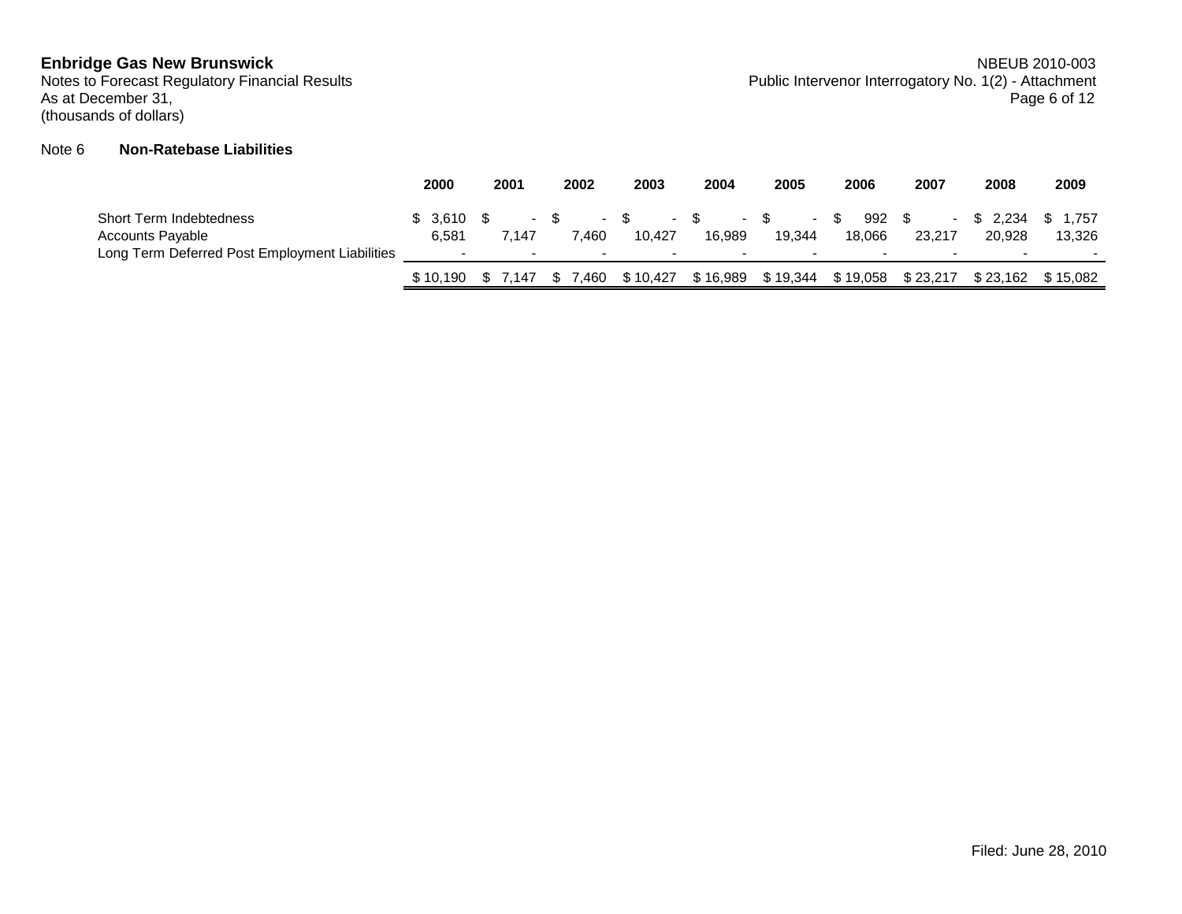**Enbridge Gas New Brunswick**
Notes to Forecast Regulatory Financial Results
As at December 31,
(thousands of dollars)

NBEUB 2010-003
Public Intervenor Interrogatory No. 1(2) - Attachment

Note 6 **Non-Ratebase Liabilities**

| | 2000 | 2001 | 2002 | 2003 | 2004 | 2005 | 2006 | 2007 | 2008 | 2009 |
|---|---|---|---|---|---|---|---|---|---|---|
| Short Term Indebtedness | $ 3,610 | $ - | $ - | $ - | $ - | $ - | $ 992 | $ - | $ 2,234 | $ 1,757 |
| Accounts Payable | 6,581 | 7,147 | 7,460 | 10,427 | 16,989 | 19,344 | 18,066 | 23,217 | 20,928 | 13,326 |
| Long Term Deferred Post Employment Liabilities | - | - | - | - | - | - | - | - | - | - |
| | $ 10,190 | $ 7,147 | $ 7,460 | $ 10,427 | $ 16,989 | $ 19,344 | $ 19,058 | $ 23,217 | $ 23,162 | $ 15,082 |

Filed: June 28, 2010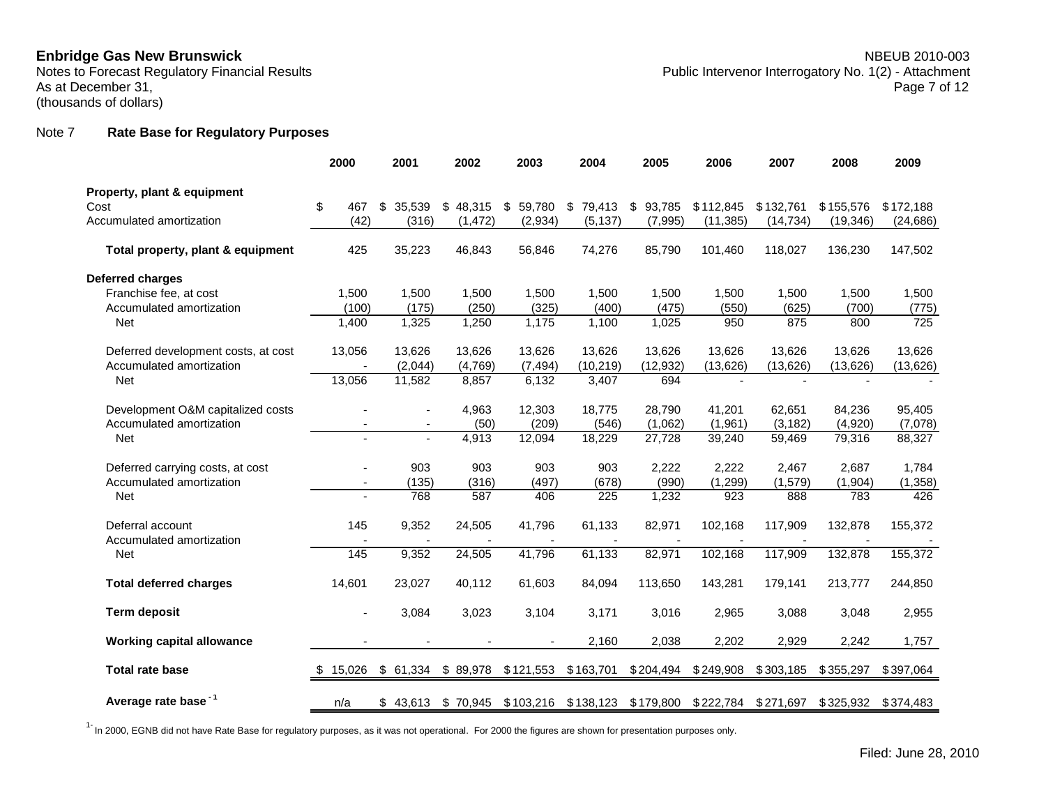**Enbridge Gas New Brunswick**
Notes to Forecast Regulatory Financial Results
As at December 31,
(thousands of dollars)

NBEUB 2010-003
Public Intervenor Interrogatory No. 1(2) - Attachment

Note 7 **Rate Base for Regulatory Purposes**

| | 2000 | 2001 | 2002 | 2003 | 2004 | 2005 | 2006 | 2007 | 2008 | 2009 |
|---|---|---|---|---|---|---|---|---|---|---|
| **Property, plant & equipment** | | | | | | | | | | |
| Cost | $ 467 | $ 35,539 | $ 48,315 | $ 59,780 | $ 79,413 | $ 93,785 | $112,845 | $132,761 | $155,576 | $172,188 |
| Accumulated amortization | (42) | (316) | (1,472) | (2,934) | (5,137) | (7,995) | (11,385) | (14,734) | (19,346) | (24,686) |
| **Total property, plant & equipment** | 425 | 35,223 | 46,843 | 56,846 | 74,276 | 85,790 | 101,460 | 118,027 | 136,230 | 147,502 |
| **Deferred charges** | | | | | | | | | | |
| Franchise fee, at cost | 1,500 | 1,500 | 1,500 | 1,500 | 1,500 | 1,500 | 1,500 | 1,500 | 1,500 | 1,500 |
| Accumulated amortization | (100) | (175) | (250) | (325) | (400) | (475) | (550) | (625) | (700) | (775) |
| Net | 1,400 | 1,325 | 1,250 | 1,175 | 1,100 | 1,025 | 950 | 875 | 800 | 725 |
| Deferred development costs, at cost | 13,056 | 13,626 | 13,626 | 13,626 | 13,626 | 13,626 | 13,626 | 13,626 | 13,626 | 13,626 |
| Accumulated amortization | - | (2,044) | (4,769) | (7,494) | (10,219) | (12,932) | (13,626) | (13,626) | (13,626) | (13,626) |
| Net | 13,056 | 11,582 | 8,857 | 6,132 | 3,407 | 694 | - | - | - | - |
| Development O&M capitalized costs | - | - | 4,963 | 12,303 | 18,775 | 28,790 | 41,201 | 62,651 | 84,236 | 95,405 |
| Accumulated amortization | - | - | (50) | (209) | (546) | (1,062) | (1,961) | (3,182) | (4,920) | (7,078) |
| Net | - | - | 4,913 | 12,094 | 18,229 | 27,728 | 39,240 | 59,469 | 79,316 | 88,327 |
| Deferred carrying costs, at cost | - | 903 | 903 | 903 | 903 | 2,222 | 2,222 | 2,467 | 2,687 | 1,784 |
| Accumulated amortization | - | (135) | (316) | (497) | (678) | (990) | (1,299) | (1,579) | (1,904) | (1,358) |
| Net | - | 768 | 587 | 406 | 225 | 1,232 | 923 | 888 | 783 | 426 |
| Deferral account | 145 | 9,352 | 24,505 | 41,796 | 61,133 | 82,971 | 102,168 | 117,909 | 132,878 | 155,372 |
| Accumulated amortization | - | - | - | - | - | - | - | - | - | - |
| Net | 145 | 9,352 | 24,505 | 41,796 | 61,133 | 82,971 | 102,168 | 117,909 | 132,878 | 155,372 |
| **Total deferred charges** | 14,601 | 23,027 | 40,112 | 61,603 | 84,094 | 113,650 | 143,281 | 179,141 | 213,777 | 244,850 |
| **Term deposit** | - | 3,084 | 3,023 | 3,104 | 3,171 | 3,016 | 2,965 | 3,088 | 3,048 | 2,955 |
| **Working capital allowance** | - | - | - | - | 2,160 | 2,038 | 2,202 | 2,929 | 2,242 | 1,757 |
| **Total rate base** | $ 15,026 | $ 61,334 | $ 89,978 | $121,553 | $163,701 | $204,494 | $249,908 | $303,185 | $355,297 | $397,064 |
| **Average rate base - 1** | n/a | $ 43,613 | $ 70,945 | $103,216 | $138,123 | $179,800 | $222,784 | $271,697 | $325,932 | $374,483 |

1- In 2000, EGNB did not have Rate Base for regulatory purposes, as it was not operational. For 2000 the figures are shown for presentation purposes only.

Filed: June 28, 2010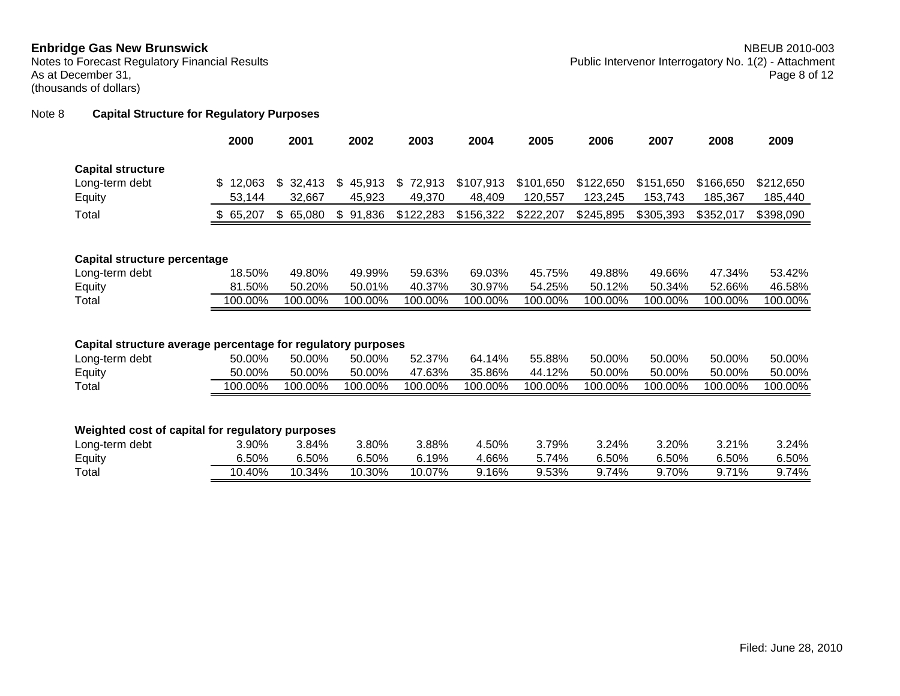**Enbridge Gas New Brunswick**
Notes to Forecast Regulatory Financial Results
As at December 31,
(thousands of dollars)

NBEUB 2010-003
Public Intervenor Interrogatory No. 1(2) - Attachment

Note 8 **Capital Structure for Regulatory Purposes**

| | 2000 | 2001 | 2002 | 2003 | 2004 | 2005 | 2006 | 2007 | 2008 | 2009 |
|---|---|---|---|---|---|---|---|---|---|---|
| **Capital structure** | | | | | | | | | | |
| Long-term debt | $ 12,063 | $ 32,413 | $ 45,913 | $ 72,913 | $107,913 | $101,650 | $122,650 | $151,650 | $166,650 | $212,650 |
| Equity | 53,144 | 32,667 | 45,923 | 49,370 | 48,409 | 120,557 | 123,245 | 153,743 | 185,367 | 185,440 |
| Total | $ 65,207 | $ 65,080 | $ 91,836 | $122,283 | $156,322 | $222,207 | $245,895 | $305,393 | $352,017 | $398,090 |
| **Capital structure percentage** | | | | | | | | | | |
| Long-term debt | 18.50% | 49.80% | 49.99% | 59.63% | 69.03% | 45.75% | 49.88% | 49.66% | 47.34% | 53.42% |
| Equity | 81.50% | 50.20% | 50.01% | 40.37% | 30.97% | 54.25% | 50.12% | 50.34% | 52.66% | 46.58% |
| Total | 100.00% | 100.00% | 100.00% | 100.00% | 100.00% | 100.00% | 100.00% | 100.00% | 100.00% | 100.00% |
| **Capital structure average percentage for regulatory purposes** | | | | | | | | | | |
| Long-term debt | 50.00% | 50.00% | 50.00% | 52.37% | 64.14% | 55.88% | 50.00% | 50.00% | 50.00% | 50.00% |
| Equity | 50.00% | 50.00% | 50.00% | 47.63% | 35.86% | 44.12% | 50.00% | 50.00% | 50.00% | 50.00% |
| Total | 100.00% | 100.00% | 100.00% | 100.00% | 100.00% | 100.00% | 100.00% | 100.00% | 100.00% | 100.00% |
| **Weighted cost of capital for regulatory purposes** | | | | | | | | | | |
| Long-term debt | 3.90% | 3.84% | 3.80% | 3.88% | 4.50% | 3.79% | 3.24% | 3.20% | 3.21% | 3.24% |
| Equity | 6.50% | 6.50% | 6.50% | 6.19% | 4.66% | 5.74% | 6.50% | 6.50% | 6.50% | 6.50% |
| Total | 10.40% | 10.34% | 10.30% | 10.07% | 9.16% | 9.53% | 9.74% | 9.70% | 9.71% | 9.74% |

Filed: June 28, 2010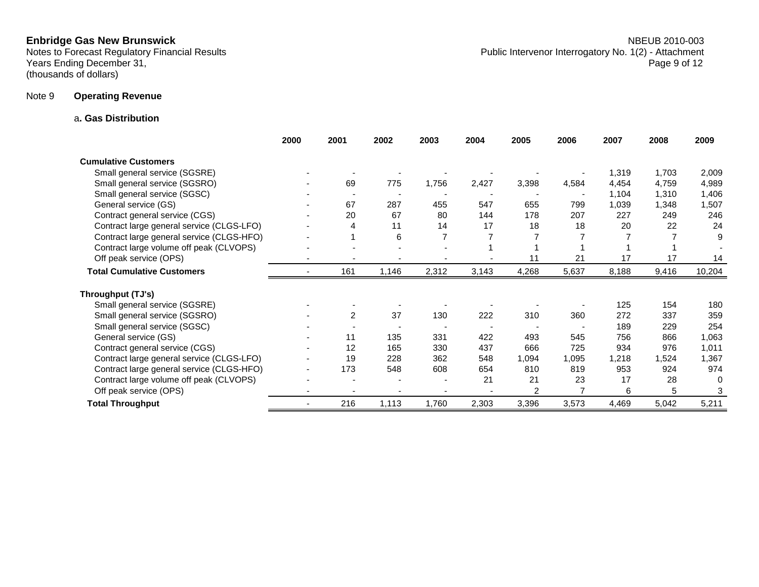**Enbridge Gas New Brunswick**
Notes to Forecast Regulatory Financial Results
Years Ending December 31,
(thousands of dollars)

NBEUB 2010-003
Public Intervenor Interrogatory No. 1(2) - Attachment

Note 9 **Operating Revenue**

a**. Gas Distribution**

| | 2000 | 2001 | 2002 | 2003 | 2004 | 2005 | 2006 | 2007 | 2008 | 2009 |
|---|---|---|---|---|---|---|---|---|---|---|
| **Cumulative Customers** | | | | | | | | | | |
| Small general service (SGSRE) | - | - | - | - | - | - | - | 1,319 | 1,703 | 2,009 |
| Small general service (SGSRO) | - | 69 | 775 | 1,756 | 2,427 | 3,398 | 4,584 | 4,454 | 4,759 | 4,989 |
| Small general service (SGSC) | - | - | - | - | - | - | - | 1,104 | 1,310 | 1,406 |
| General service (GS) | - | 67 | 287 | 455 | 547 | 655 | 799 | 1,039 | 1,348 | 1,507 |
| Contract general service (CGS) | - | 20 | 67 | 80 | 144 | 178 | 207 | 227 | 249 | 246 |
| Contract large general service (CLGS-LFO) | - | 4 | 11 | 14 | 17 | 18 | 18 | 20 | 22 | 24 |
| Contract large general service (CLGS-HFO) | - | 1 | 6 | 7 | 7 | 7 | 7 | 7 | 7 | 9 |
| Contract large volume off peak (CLVOPS) | - | - | - | - | 1 | 1 | 1 | 1 | 1 | - |
| Off peak service (OPS) | - | - | - | - | - | 11 | 21 | 17 | 17 | 14 |
| **Total Cumulative Customers** | - | 161 | 1,146 | 2,312 | 3,143 | 4,268 | 5,637 | 8,188 | 9,416 | 10,204 |
| **Throughput (TJ's)** | | | | | | | | | | |
| Small general service (SGSRE) | - | - | - | - | - | - | - | 125 | 154 | 180 |
| Small general service (SGSRO) | - | 2 | 37 | 130 | 222 | 310 | 360 | 272 | 337 | 359 |
| Small general service (SGSC) | - | - | - | - | - | - | - | 189 | 229 | 254 |
| General service (GS) | - | 11 | 135 | 331 | 422 | 493 | 545 | 756 | 866 | 1,063 |
| Contract general service (CGS) | - | 12 | 165 | 330 | 437 | 666 | 725 | 934 | 976 | 1,011 |
| Contract large general service (CLGS-LFO) | - | 19 | 228 | 362 | 548 | 1,094 | 1,095 | 1,218 | 1,524 | 1,367 |
| Contract large general service (CLGS-HFO) | - | 173 | 548 | 608 | 654 | 810 | 819 | 953 | 924 | 974 |
| Contract large volume off peak (CLVOPS) | - | - | - | - | 21 | 21 | 23 | 17 | 28 | 0 |
| Off peak service (OPS) | - | - | - | - | - | 2 | 7 | 6 | 5 | 3 |
| **Total Throughput** | - | 216 | 1,113 | 1,760 | 2,303 | 3,396 | 3,573 | 4,469 | 5,042 | 5,211 |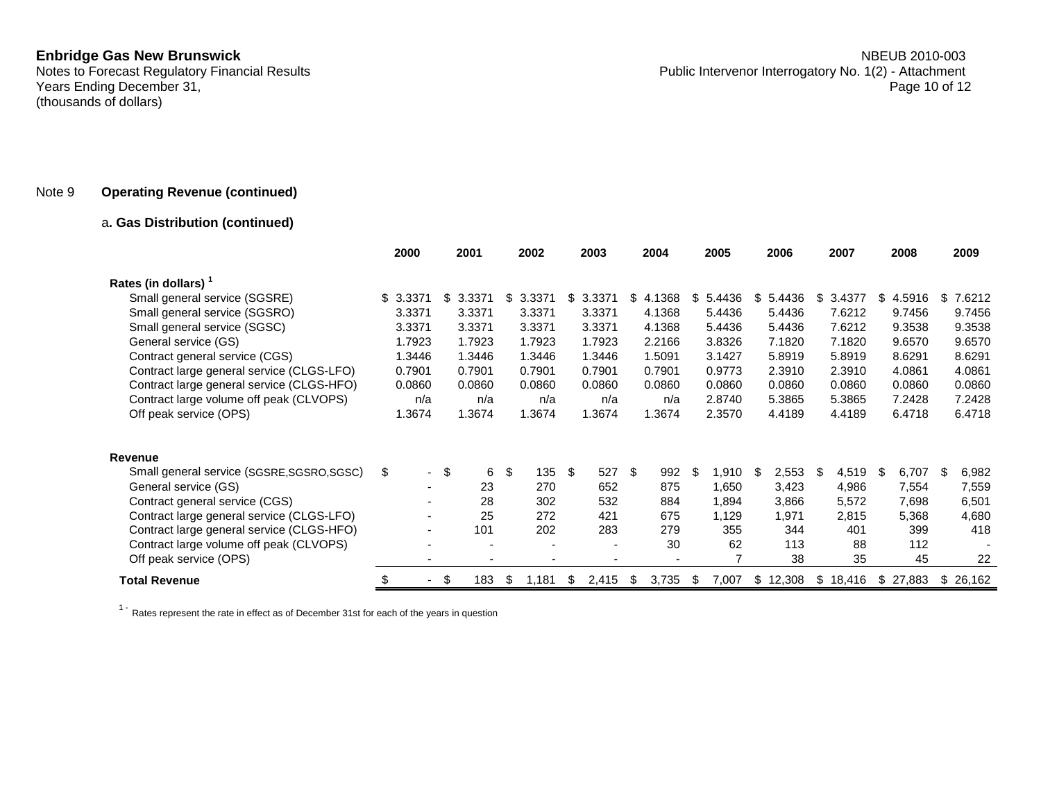**Enbridge Gas New Brunswick**
Notes to Forecast Regulatory Financial Results
Years Ending December 31,
(thousands of dollars)

NBEUB 2010-003
Public Intervenor Interrogatory No. 1(2) - Attachment

Note 9 **Operating Revenue (continued)**

a**. Gas Distribution (continued)**

| | 2000 | 2001 | 2002 | 2003 | 2004 | 2005 | 2006 | 2007 | 2008 | 2009 |
|---|---|---|---|---|---|---|---|---|---|---|
| **Rates (in dollars) [1]** | | | | | | | | | | |
| Small general service (SGSRE) | $ 3.3371 | $ 3.3371 | $ 3.3371 | $ 3.3371 | $ 4.1368 | $ 5.4436 | $ 5.4436 | $ 3.4377 | $ 4.5916 | $ 7.6212 |
| Small general service (SGSRO) | 3.3371 | 3.3371 | 3.3371 | 3.3371 | 4.1368 | 5.4436 | 5.4436 | 7.6212 | 9.7456 | 9.7456 |
| Small general service (SGSC) | 3.3371 | 3.3371 | 3.3371 | 3.3371 | 4.1368 | 5.4436 | 5.4436 | 7.6212 | 9.3538 | 9.3538 |
| General service (GS) | 1.7923 | 1.7923 | 1.7923 | 1.7923 | 2.2166 | 3.8326 | 7.1820 | 7.1820 | 9.6570 | 9.6570 |
| Contract general service (CGS) | 1.3446 | 1.3446 | 1.3446 | 1.3446 | 1.5091 | 3.1427 | 5.8919 | 5.8919 | 8.6291 | 8.6291 |
| Contract large general service (CLGS-LFO) | 0.7901 | 0.7901 | 0.7901 | 0.7901 | 0.7901 | 0.9773 | 2.3910 | 2.3910 | 4.0861 | 4.0861 |
| Contract large general service (CLGS-HFO) | 0.0860 | 0.0860 | 0.0860 | 0.0860 | 0.0860 | 0.0860 | 0.0860 | 0.0860 | 0.0860 | 0.0860 |
| Contract large volume off peak (CLVOPS) | n/a | n/a | n/a | n/a | n/a | 2.8740 | 5.3865 | 5.3865 | 7.2428 | 7.2428 |
| Off peak service (OPS) | 1.3674 | 1.3674 | 1.3674 | 1.3674 | 1.3674 | 2.3570 | 4.4189 | 4.4189 | 6.4718 | 6.4718 |
| **Revenue** | | | | | | | | | | |
| Small general service (SGSRE,SGSRO,SGSC) | $ - | $ 6 | $ 135 | $ 527 | $ 992 | $ 1,910 | $ 2,553 | $ 4,519 | $ 6,707 | $ 6,982 |
| General service (GS) | - | 23 | 270 | 652 | 875 | 1,650 | 3,423 | 4,986 | 7,554 | 7,559 |
| Contract general service (CGS) | - | 28 | 302 | 532 | 884 | 1,894 | 3,866 | 5,572 | 7,698 | 6,501 |
| Contract large general service (CLGS-LFO) | - | 25 | 272 | 421 | 675 | 1,129 | 1,971 | 2,815 | 5,368 | 4,680 |
| Contract large general service (CLGS-HFO) | - | 101 | 202 | 283 | 279 | 355 | 344 | 401 | 399 | 418 |
| Contract large volume off peak (CLVOPS) | - | - | - | - | 30 | 62 | 113 | 88 | 112 | - |
| Off peak service (OPS) | - | - | - | - | - | 7 | 38 | 35 | 45 | 22 |
| **Total Revenue** | $ - | $ 183 | $ 1,181 | $ 2,415 | $ 3,735 | $ 7,007 | $ 12,308 | $ 18,416 | $ 27,883 | $ 26,162 |

[1] - Rates represent the rate in effect as of December 31st for each of the years in question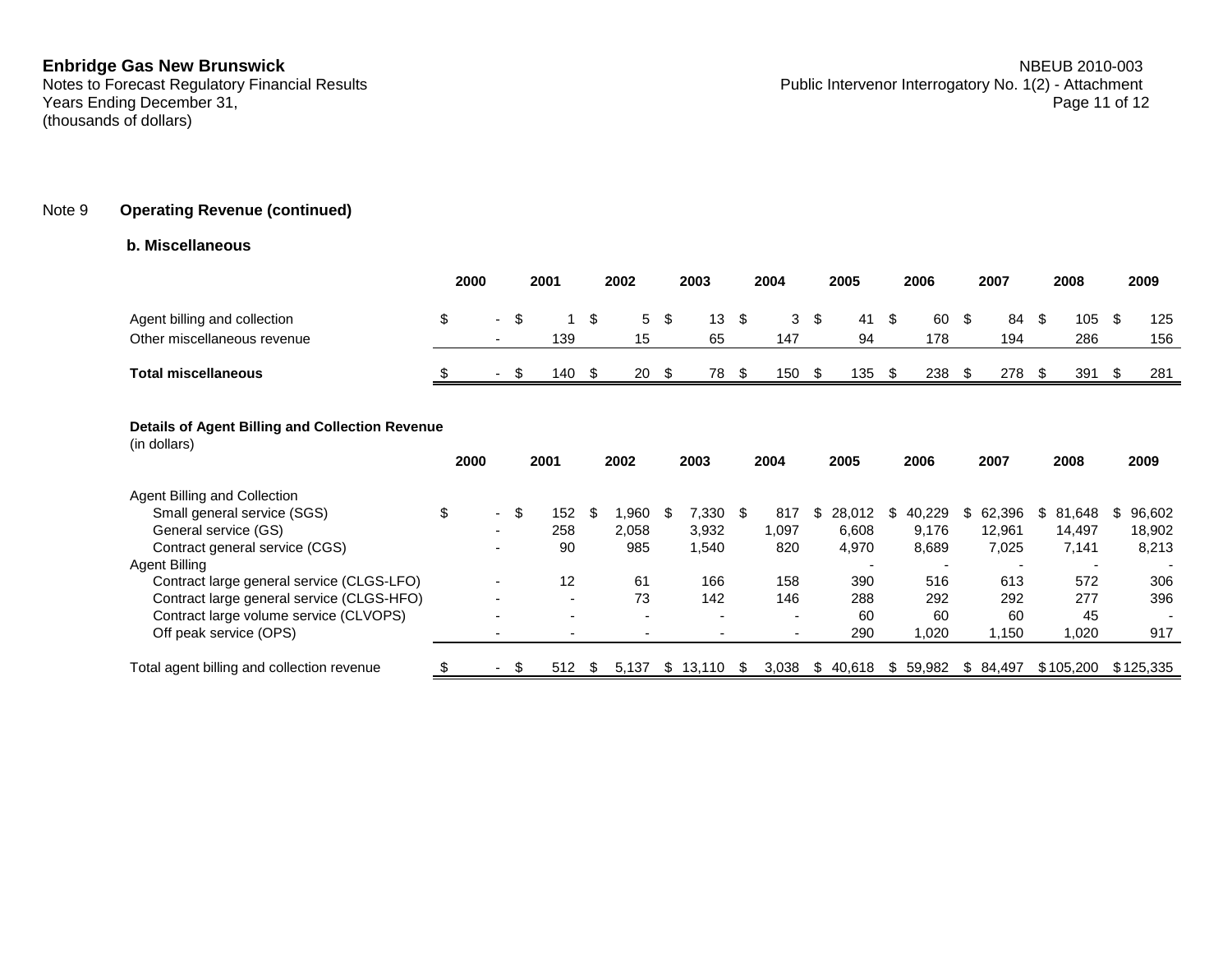**Enbridge Gas New Brunswick**
Notes to Forecast Regulatory Financial Results
Years Ending December 31,
(thousands of dollars)

NBEUB 2010-003
Public Intervenor Interrogatory No. 1(2) - Attachment

Note 9 **Operating Revenue (continued)**

**b. Miscellaneous**

| | 2000 | 2001 | 2002 | 2003 | 2004 | 2005 | 2006 | 2007 | 2008 | 2009 |
|---|---|---|---|---|---|---|---|---|---|---|
| Agent billing and collection | $ - | $ 1 | $ 5 | $ 13 | $ 3 | $ 41 | $ 60 | $ 84 | $ 105 | $ 125 |
| Other miscellaneous revenue | - | 139 | 15 | 65 | 147 | 94 | 178 | 194 | 286 | 156 |
| **Total miscellaneous** | $ - | $ 140 | $ 20 | $ 78 | $ 150 | $ 135 | $ 238 | $ 278 | $ 391 | $ 281 |

**Details of Agent Billing and Collection Revenue**
(in dollars)

| | 2000 | 2001 | 2002 | 2003 | 2004 | 2005 | 2006 | 2007 | 2008 | 2009 |
|---|---|---|---|---|---|---|---|---|---|---|
| Agent Billing and Collection | | | | | | | | | | |
| Small general service (SGS) | $ - | $ 152 | $ 1,960 | $ 7,330 | $ 817 | $ 28,012 | $ 40,229 | $ 62,396 | $ 81,648 | $ 96,602 |
| General service (GS) | - | 258 | 2,058 | 3,932 | 1,097 | 6,608 | 9,176 | 12,961 | 14,497 | 18,902 |
| Contract general service (CGS) | - | 90 | 985 | 1,540 | 820 | 4,970 | 8,689 | 7,025 | 7,141 | 8,213 |
| Agent Billing | | | | | | - | - | - | - | - |
| Contract large general service (CLGS-LFO) | - | 12 | 61 | 166 | 158 | 390 | 516 | 613 | 572 | 306 |
| Contract large general service (CLGS-HFO) | - | - | 73 | 142 | 146 | 288 | 292 | 292 | 277 | 396 |
| Contract large volume service (CLVOPS) | - | - | - | - | - | 60 | 60 | 60 | 45 | - |
| Off peak service (OPS) | - | - | - | - | - | 290 | 1,020 | 1,150 | 1,020 | 917 |
| Total agent billing and collection revenue | $ - | $ 512 | $ 5,137 | $ 13,110 | $ 3,038 | $ 40,618 | $ 59,982 | $ 84,497 | $ 105,200 | $ 125,335 |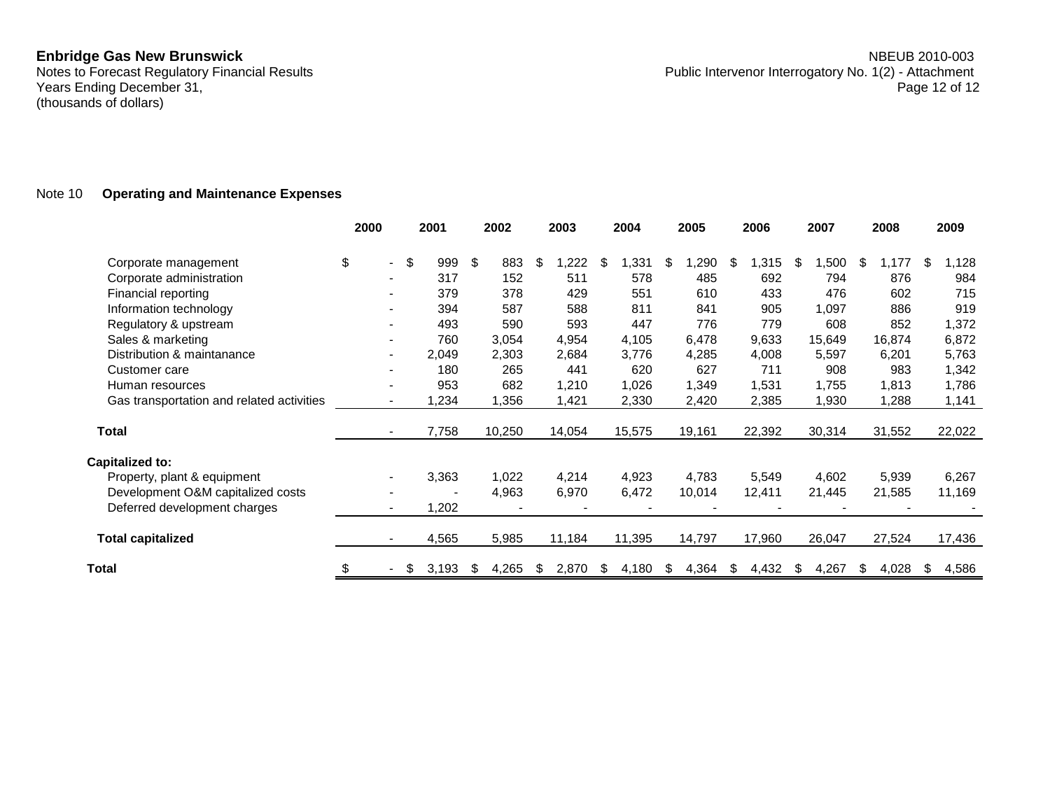**Enbridge Gas New Brunswick**
Notes to Forecast Regulatory Financial Results
Years Ending December 31,
(thousands of dollars)

NBEUB 2010-003
Public Intervenor Interrogatory No. 1(2) - Attachment

Note 10 **Operating and Maintenance Expenses**

| | 2000 | 2001 | 2002 | 2003 | 2004 | 2005 | 2006 | 2007 | 2008 | 2009 |
|---|---|---|---|---|---|---|---|---|---|---|
| Corporate management | $ - | $ 999 | $ 883 | $ 1,222 | $ 1,331 | $ 1,290 | $ 1,315 | $ 1,500 | $ 1,177 | $ 1,128 |
| Corporate administration | - | 317 | 152 | 511 | 578 | 485 | 692 | 794 | 876 | 984 |
| Financial reporting | - | 379 | 378 | 429 | 551 | 610 | 433 | 476 | 602 | 715 |
| Information technology | - | 394 | 587 | 588 | 811 | 841 | 905 | 1,097 | 886 | 919 |
| Regulatory & upstream | - | 493 | 590 | 593 | 447 | 776 | 779 | 608 | 852 | 1,372 |
| Sales & marketing | - | 760 | 3,054 | 4,954 | 4,105 | 6,478 | 9,633 | 15,649 | 16,874 | 6,872 |
| Distribution & maintanance | - | 2,049 | 2,303 | 2,684 | 3,776 | 4,285 | 4,008 | 5,597 | 6,201 | 5,763 |
| Customer care | - | 180 | 265 | 441 | 620 | 627 | 711 | 908 | 983 | 1,342 |
| Human resources | - | 953 | 682 | 1,210 | 1,026 | 1,349 | 1,531 | 1,755 | 1,813 | 1,786 |
| Gas transportation and related activities | - | 1,234 | 1,356 | 1,421 | 2,330 | 2,420 | 2,385 | 1,930 | 1,288 | 1,141 |
| **Total** | - | 7,758 | 10,250 | 14,054 | 15,575 | 19,161 | 22,392 | 30,314 | 31,552 | 22,022 |
| **Capitalized to:** | | | | | | | | | | |
| Property, plant & equipment | - | 3,363 | 1,022 | 4,214 | 4,923 | 4,783 | 5,549 | 4,602 | 5,939 | 6,267 |
| Development O&M capitalized costs | - | - | 4,963 | 6,970 | 6,472 | 10,014 | 12,411 | 21,445 | 21,585 | 11,169 |
| Deferred development charges | - | 1,202 | - | - | - | - | - | - | - | - |
| **Total capitalized** | - | 4,565 | 5,985 | 11,184 | 11,395 | 14,797 | 17,960 | 26,047 | 27,524 | 17,436 |
| **Total** | $ - | $ 3,193 | $ 4,265 | $ 2,870 | $ 4,180 | $ 4,364 | $ 4,432 | $ 4,267 | $ 4,028 | $ 4,586 |